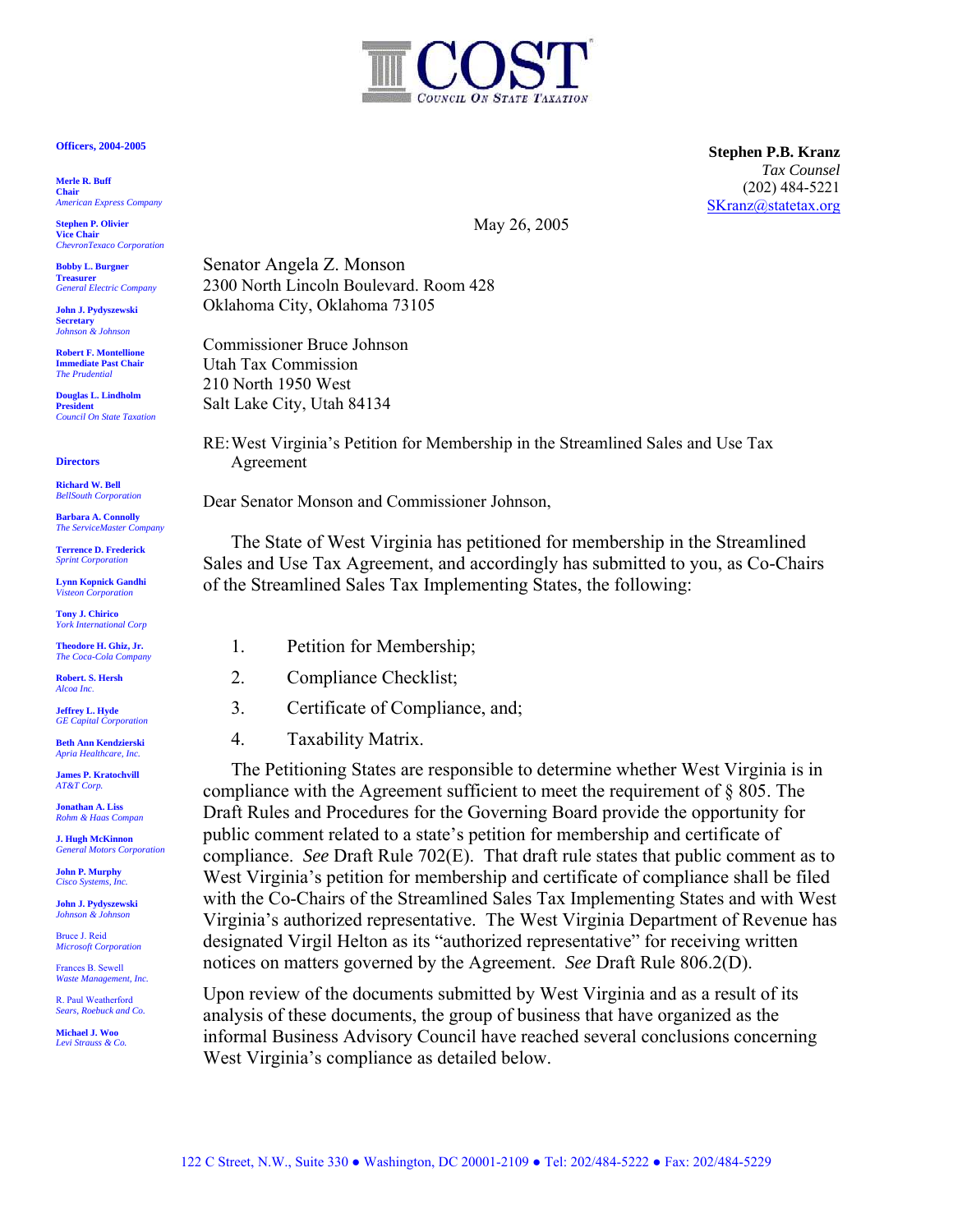# COST

Council On State Taxation

**Officers, 2004-2005**

**Merle R. Buff**
**Chair**
*American Express Company*

**Stephen P. Olivier**
**Vice Chair**
*ChevronTexaco Corporation*

**Bobby L. Burgner**
**Treasurer**
*General Electric Company*

**John J. Pydyszewski**
**Secretary**
*Johnson & Johnson*

**Robert F. Montellione**
**Immediate Past Chair**
*The Prudential*

**Douglas L. Lindholm**
**President**
*Council On State Taxation*

**Directors**

**Richard W. Bell**
*BellSouth Corporation*

**Barbara A. Connolly**
*The ServiceMaster Company*

**Terrence D. Frederick**
*Sprint Corporation*

**Lynn Kopnick Gandhi**
*Visteon Corporation*

**Tony J. Chirico**
*York International Corp*

**Theodore H. Ghiz, Jr.**
*The Coca-Cola Company*

**Robert. S. Hersh**
*Alcoa Inc.*

**Jeffrey L. Hyde**
*GE Capital Corporation*

**Beth Ann Kendzierski**
*Apria Healthcare, Inc.*

**James P. Kratochvill**
*AT&T Corp.*

**Jonathan A. Liss**
*Rohm & Haas Compan*

**J. Hugh McKinnon**
*General Motors Corporation*

**John P. Murphy**
*Cisco Systems, Inc.*

**John J. Pydyszewski**
*Johnson & Johnson*

Bruce J. Reid
*Microsoft Corporation*

Frances B. Sewell
*Waste Management, Inc.*

R. Paul Weatherford
*Sears, Roebuck and Co.*

**Michael J. Woo**
*Levi Strauss & Co.*

**Stephen P.B. Kranz**
*Tax Counsel*
(202) 484-5221
SKranz@statetax.org

May 26, 2005

Senator Angela Z. Monson
2300 North Lincoln Boulevard. Room 428
Oklahoma City, Oklahoma 73105

Commissioner Bruce Johnson
Utah Tax Commission
210 North 1950 West
Salt Lake City, Utah 84134

RE: West Virginia's Petition for Membership in the Streamlined Sales and Use Tax Agreement

Dear Senator Monson and Commissioner Johnson,

The State of West Virginia has petitioned for membership in the Streamlined Sales and Use Tax Agreement, and accordingly has submitted to you, as Co-Chairs of the Streamlined Sales Tax Implementing States, the following:

1. Petition for Membership;
2. Compliance Checklist;
3. Certificate of Compliance, and;
4. Taxability Matrix.

The Petitioning States are responsible to determine whether West Virginia is in compliance with the Agreement sufficient to meet the requirement of § 805. The Draft Rules and Procedures for the Governing Board provide the opportunity for public comment related to a state's petition for membership and certificate of compliance. *See* Draft Rule 702(E). That draft rule states that public comment as to West Virginia's petition for membership and certificate of compliance shall be filed with the Co-Chairs of the Streamlined Sales Tax Implementing States and with West Virginia's authorized representative. The West Virginia Department of Revenue has designated Virgil Helton as its "authorized representative" for receiving written notices on matters governed by the Agreement. *See* Draft Rule 806.2(D).

Upon review of the documents submitted by West Virginia and as a result of its analysis of these documents, the group of business that have organized as the informal Business Advisory Council have reached several conclusions concerning West Virginia's compliance as detailed below.

122 C Street, N.W., Suite 330 ● Washington, DC 20001-2109 ● Tel: 202/484-5222 ● Fax: 202/484-5229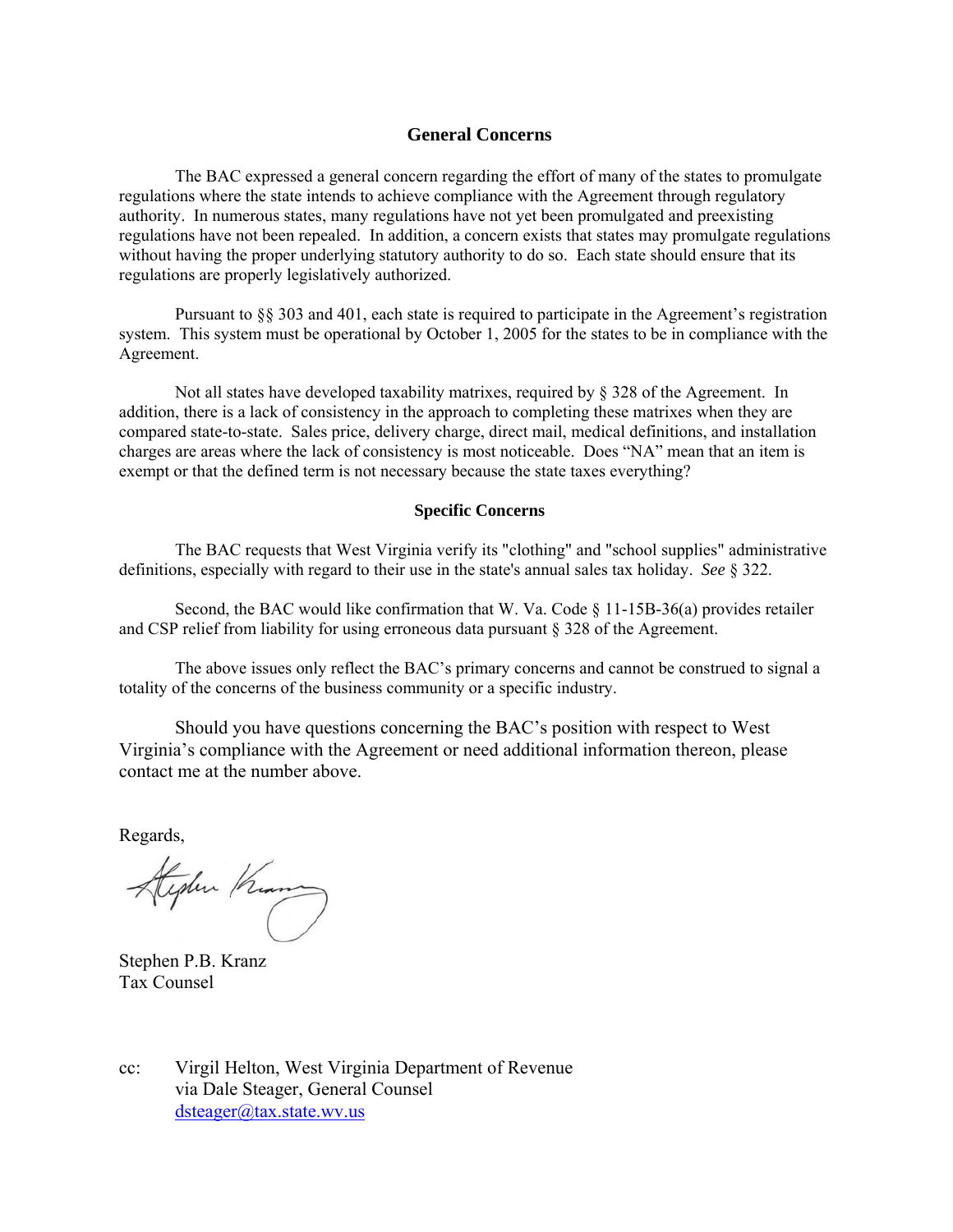## General Concerns

The BAC expressed a general concern regarding the effort of many of the states to promulgate regulations where the state intends to achieve compliance with the Agreement through regulatory authority. In numerous states, many regulations have not yet been promulgated and preexisting regulations have not been repealed. In addition, a concern exists that states may promulgate regulations without having the proper underlying statutory authority to do so. Each state should ensure that its regulations are properly legislatively authorized.

Pursuant to §§ 303 and 401, each state is required to participate in the Agreement's registration system. This system must be operational by October 1, 2005 for the states to be in compliance with the Agreement.

Not all states have developed taxability matrixes, required by § 328 of the Agreement. In addition, there is a lack of consistency in the approach to completing these matrixes when they are compared state-to-state. Sales price, delivery charge, direct mail, medical definitions, and installation charges are areas where the lack of consistency is most noticeable. Does "NA" mean that an item is exempt or that the defined term is not necessary because the state taxes everything?

## Specific Concerns

The BAC requests that West Virginia verify its "clothing" and "school supplies" administrative definitions, especially with regard to their use in the state's annual sales tax holiday. *See* § 322.

Second, the BAC would like confirmation that W. Va. Code § 11-15B-36(a) provides retailer and CSP relief from liability for using erroneous data pursuant § 328 of the Agreement.

The above issues only reflect the BAC's primary concerns and cannot be construed to signal a totality of the concerns of the business community or a specific industry.

Should you have questions concerning the BAC's position with respect to West Virginia's compliance with the Agreement or need additional information thereon, please contact me at the number above.

Regards,

Stephen P.B. Kranz
Tax Counsel

cc: Virgil Helton, West Virginia Department of Revenue
via Dale Steager, General Counsel
dsteager@tax.state.wv.us